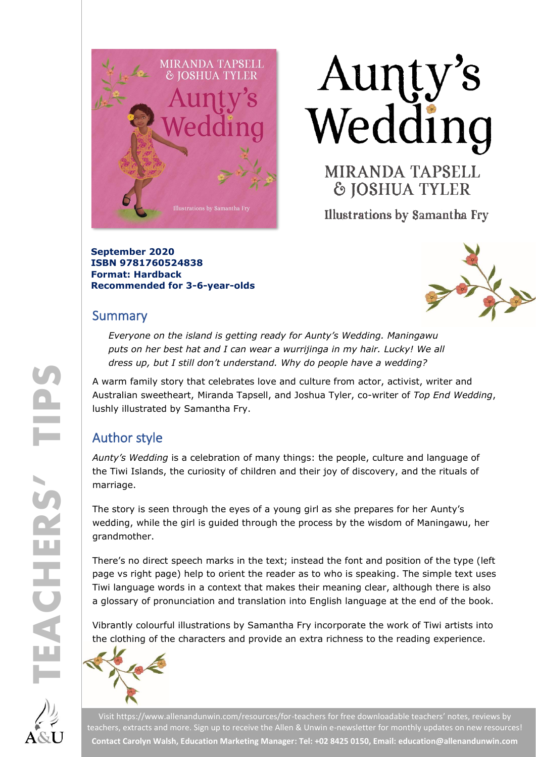# Aunty's Wedding

## MIRANDA TAPSELL & JOSHUA TYLER

Illustrations by Samantha Fry

**September 2020**
**ISBN 9781760524838**
**Format: Hardback**
**Recommended for 3-6-year-olds**

## Summary

*Everyone on the island is getting ready for Aunty's Wedding. Maningawu puts on her best hat and I can wear a wurrijinga in my hair. Lucky! We all dress up, but I still don't understand. Why do people have a wedding?*

A warm family story that celebrates love and culture from actor, activist, writer and Australian sweetheart, Miranda Tapsell, and Joshua Tyler, co-writer of *Top End Wedding*, lushly illustrated by Samantha Fry.

## Author style

*Aunty's Wedding* is a celebration of many things: the people, culture and language of the Tiwi Islands, the curiosity of children and their joy of discovery, and the rituals of marriage.

The story is seen through the eyes of a young girl as she prepares for her Aunty's wedding, while the girl is guided through the process by the wisdom of Maningawu, her grandmother.

There's no direct speech marks in the text; instead the font and position of the type (left page vs right page) help to orient the reader as to who is speaking. The simple text uses Tiwi language words in a context that makes their meaning clear, although there is also a glossary of pronunciation and translation into English language at the end of the book.

Vibrantly colourful illustrations by Samantha Fry incorporate the work of Tiwi artists into the clothing of the characters and provide an extra richness to the reading experience.

Visit https://www.allenandunwin.com/resources/for-teachers for free downloadable teachers' notes, reviews by teachers, extracts and more. Sign up to receive the Allen & Unwin e-newsletter for monthly updates on new resources!
**Contact Carolyn Walsh, Education Marketing Manager: Tel: +02 8425 0150, Email: education@allenandunwin.com**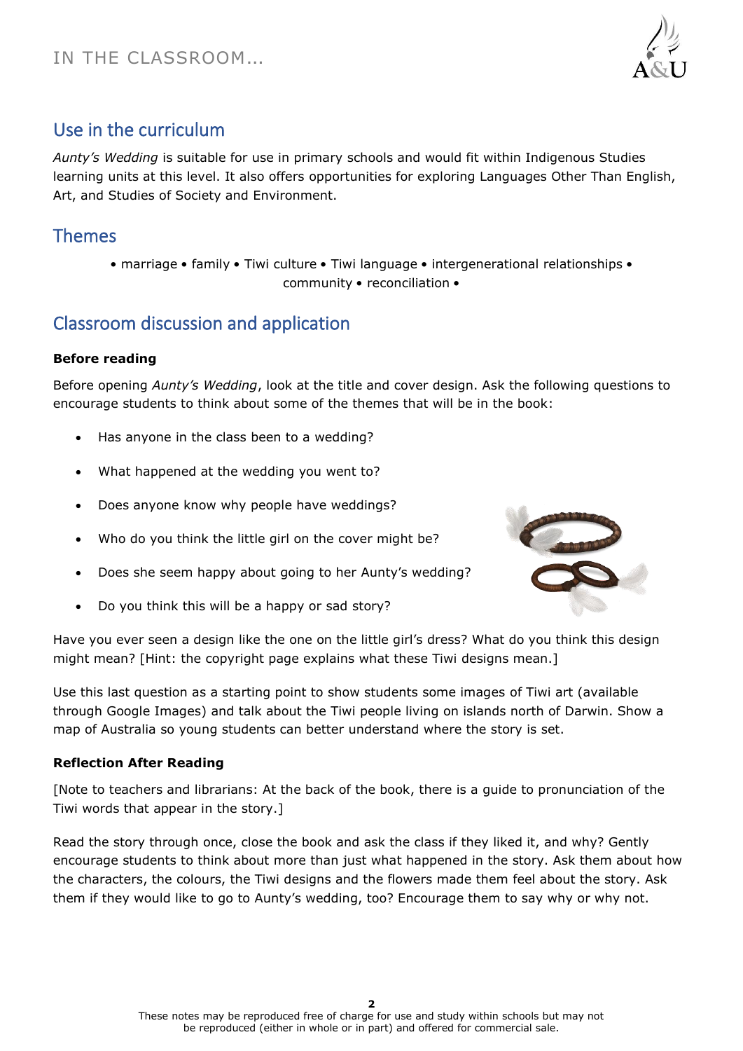## Use in the curriculum

*Aunty's Wedding* is suitable for use in primary schools and would fit within Indigenous Studies learning units at this level. It also offers opportunities for exploring Languages Other Than English, Art, and Studies of Society and Environment.

## Themes

• marriage • family • Tiwi culture • Tiwi language • intergenerational relationships • community • reconciliation •

## Classroom discussion and application

**Before reading**

Before opening *Aunty's Wedding*, look at the title and cover design. Ask the following questions to encourage students to think about some of the themes that will be in the book:

- Has anyone in the class been to a wedding?
- What happened at the wedding you went to?
- Does anyone know why people have weddings?
- Who do you think the little girl on the cover might be?
- Does she seem happy about going to her Aunty's wedding?
- Do you think this will be a happy or sad story?

Have you ever seen a design like the one on the little girl's dress? What do you think this design might mean? [Hint: the copyright page explains what these Tiwi designs mean.]

Use this last question as a starting point to show students some images of Tiwi art (available through Google Images) and talk about the Tiwi people living on islands north of Darwin. Show a map of Australia so young students can better understand where the story is set.

**Reflection After Reading**

[Note to teachers and librarians: At the back of the book, there is a guide to pronunciation of the Tiwi words that appear in the story.]

Read the story through once, close the book and ask the class if they liked it, and why? Gently encourage students to think about more than just what happened in the story. Ask them about how the characters, the colours, the Tiwi designs and the flowers made them feel about the story. Ask them if they would like to go to Aunty's wedding, too? Encourage them to say why or why not.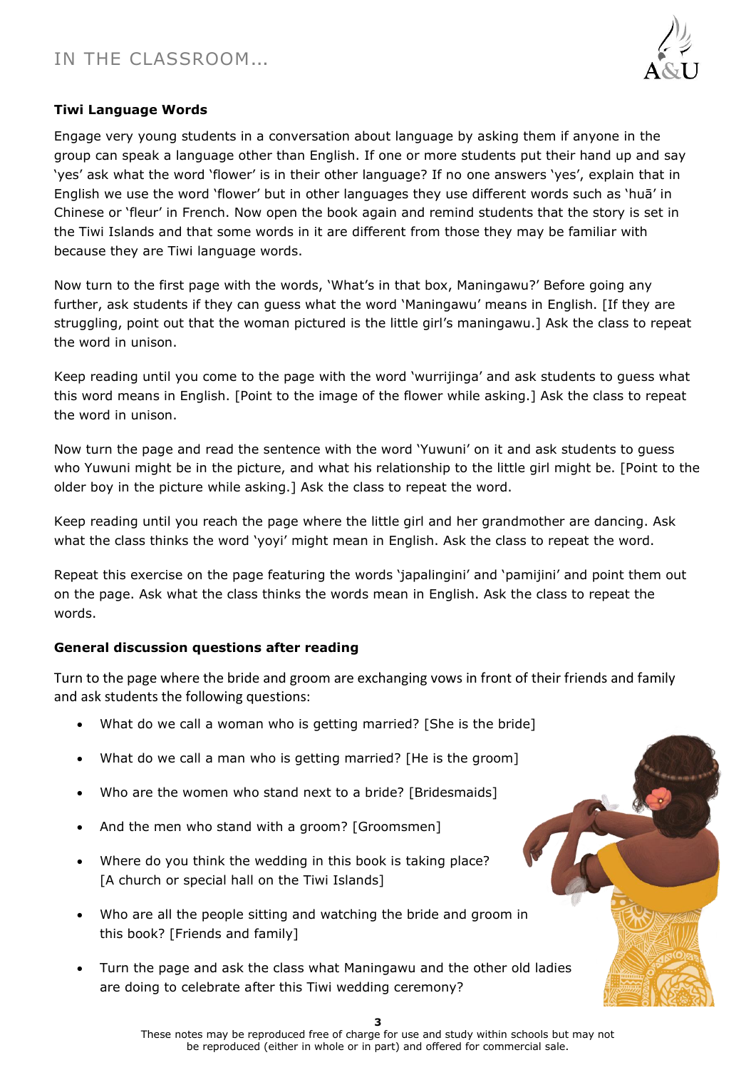**Tiwi Language Words**

Engage very young students in a conversation about language by asking them if anyone in the group can speak a language other than English. If one or more students put their hand up and say 'yes' ask what the word 'flower' is in their other language? If no one answers 'yes', explain that in English we use the word 'flower' but in other languages they use different words such as 'huā' in Chinese or 'fleur' in French. Now open the book again and remind students that the story is set in the Tiwi Islands and that some words in it are different from those they may be familiar with because they are Tiwi language words.

Now turn to the first page with the words, 'What's in that box, Maningawu?' Before going any further, ask students if they can guess what the word 'Maningawu' means in English. [If they are struggling, point out that the woman pictured is the little girl's maningawu.] Ask the class to repeat the word in unison.

Keep reading until you come to the page with the word 'wurrijinga' and ask students to guess what this word means in English. [Point to the image of the flower while asking.] Ask the class to repeat the word in unison.

Now turn the page and read the sentence with the word 'Yuwuni' on it and ask students to guess who Yuwuni might be in the picture, and what his relationship to the little girl might be. [Point to the older boy in the picture while asking.] Ask the class to repeat the word.

Keep reading until you reach the page where the little girl and her grandmother are dancing. Ask what the class thinks the word 'yoyi' might mean in English. Ask the class to repeat the word.

Repeat this exercise on the page featuring the words 'japalingini' and 'pamijini' and point them out on the page. Ask what the class thinks the words mean in English. Ask the class to repeat the words.

**General discussion questions after reading**

Turn to the page where the bride and groom are exchanging vows in front of their friends and family and ask students the following questions:

- What do we call a woman who is getting married? [She is the bride]
- What do we call a man who is getting married? [He is the groom]
- Who are the women who stand next to a bride? [Bridesmaids]
- And the men who stand with a groom? [Groomsmen]
- Where do you think the wedding in this book is taking place? [A church or special hall on the Tiwi Islands]
- Who are all the people sitting and watching the bride and groom in this book? [Friends and family]
- Turn the page and ask the class what Maningawu and the other old ladies are doing to celebrate after this Tiwi wedding ceremony?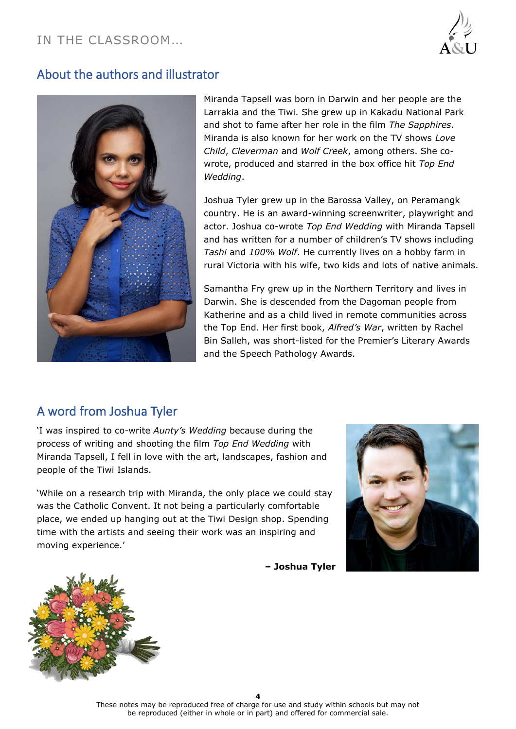## About the authors and illustrator

Miranda Tapsell was born in Darwin and her people are the Larrakia and the Tiwi. She grew up in Kakadu National Park and shot to fame after her role in the film *The Sapphires*. Miranda is also known for her work on the TV shows *Love Child*, *Cleverman* and *Wolf Creek*, among others. She co-wrote, produced and starred in the box office hit *Top End Wedding*.

Joshua Tyler grew up in the Barossa Valley, on Peramangk country. He is an award-winning screenwriter, playwright and actor. Joshua co-wrote *Top End Wedding* with Miranda Tapsell and has written for a number of children's TV shows including *Tashi* and *100% Wolf*. He currently lives on a hobby farm in rural Victoria with his wife, two kids and lots of native animals.

Samantha Fry grew up in the Northern Territory and lives in Darwin. She is descended from the Dagoman people from Katherine and as a child lived in remote communities across the Top End. Her first book, *Alfred's War*, written by Rachel Bin Salleh, was short-listed for the Premier's Literary Awards and the Speech Pathology Awards.

## A word from Joshua Tyler

'I was inspired to co-write *Aunty's Wedding* because during the process of writing and shooting the film *Top End Wedding* with Miranda Tapsell, I fell in love with the art, landscapes, fashion and people of the Tiwi Islands.

'While on a research trip with Miranda, the only place we could stay was the Catholic Convent. It not being a particularly comfortable place, we ended up hanging out at the Tiwi Design shop. Spending time with the artists and seeing their work was an inspiring and moving experience.'

**– Joshua Tyler**

These notes may be reproduced free of charge for use and study within schools but may not be reproduced (either in whole or in part) and offered for commercial sale.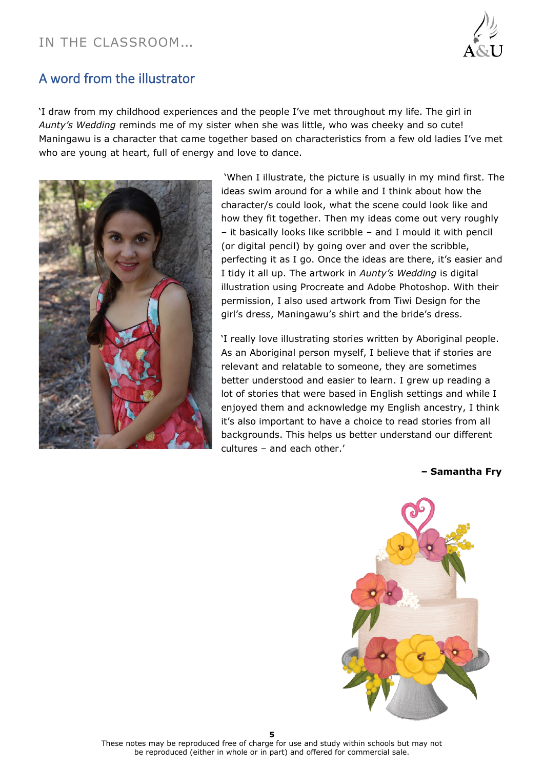## A word from the illustrator

'I draw from my childhood experiences and the people I've met throughout my life. The girl in *Aunty's Wedding* reminds me of my sister when she was little, who was cheeky and so cute! Maningawu is a character that came together based on characteristics from a few old ladies I've met who are young at heart, full of energy and love to dance.

'When I illustrate, the picture is usually in my mind first. The ideas swim around for a while and I think about how the character/s could look, what the scene could look like and how they fit together. Then my ideas come out very roughly – it basically looks like scribble – and I mould it with pencil (or digital pencil) by going over and over the scribble, perfecting it as I go. Once the ideas are there, it's easier and I tidy it all up. The artwork in *Aunty's Wedding* is digital illustration using Procreate and Adobe Photoshop. With their permission, I also used artwork from Tiwi Design for the girl's dress, Maningawu's shirt and the bride's dress.

'I really love illustrating stories written by Aboriginal people. As an Aboriginal person myself, I believe that if stories are relevant and relatable to someone, they are sometimes better understood and easier to learn. I grew up reading a lot of stories that were based in English settings and while I enjoyed them and acknowledge my English ancestry, I think it's also important to have a choice to read stories from all backgrounds. This helps us better understand our different cultures – and each other.'

**– Samantha Fry**

These notes may be reproduced free of charge for use and study within schools but may not be reproduced (either in whole or in part) and offered for commercial sale.